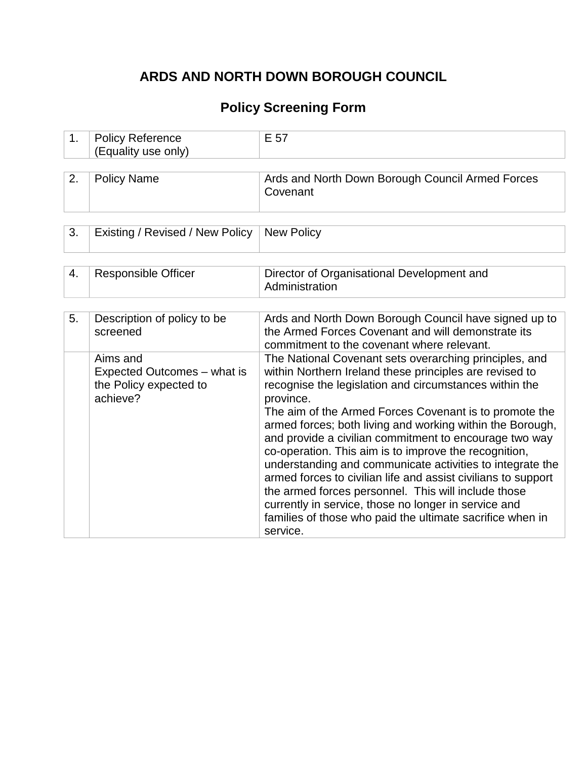# ARDS AND NORTH DOWN BOROUGH COUNCIL

## Policy Screening Form

| | | |
|---|---|---|
| 1. | Policy Reference (Equality use only) | E 57 |

| | | |
|---|---|---|
| 2. | Policy Name | Ards and North Down Borough Council Armed Forces Covenant |

| | | |
|---|---|---|
| 3. | Existing / Revised / New Policy | New Policy |

| | | |
|---|---|---|
| 4. | Responsible Officer | Director of Organisational Development and Administration |

| | | |
|---|---|---|
| 5. | Description of policy to be screened | Ards and North Down Borough Council have signed up to the Armed Forces Covenant and will demonstrate its commitment to the covenant where relevant. |
| | Aims and Expected Outcomes – what is the Policy expected to achieve? | The National Covenant sets overarching principles, and within Northern Ireland these principles are revised to recognise the legislation and circumstances within the province.<br>The aim of the Armed Forces Covenant is to promote the armed forces; both living and working within the Borough, and provide a civilian commitment to encourage two way co-operation. This aim is to improve the recognition, understanding and communicate activities to integrate the armed forces to civilian life and assist civilians to support the armed forces personnel. This will include those currently in service, those no longer in service and families of those who paid the ultimate sacrifice when in service. |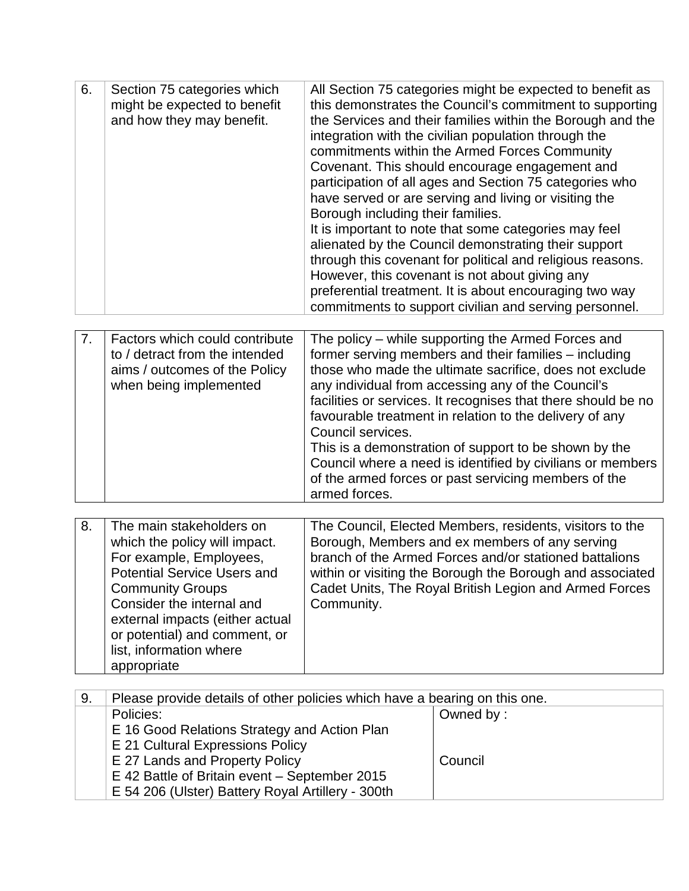| 6. | Section 75 categories which might be expected to benefit and how they may benefit. | All Section 75 categories might be expected to benefit as this demonstrates the Council's commitment to supporting the Services and their families within the Borough and the integration with the civilian population through the commitments within the Armed Forces Community Covenant. This should encourage engagement and participation of all ages and Section 75 categories who have served or are serving and living or visiting the Borough including their families.<br>It is important to note that some categories may feel alienated by the Council demonstrating their support through this covenant for political and religious reasons. However, this covenant is not about giving any preferential treatment. It is about encouraging two way commitments to support civilian and serving personnel. |
|---|---|---|

| 7. | Factors which could contribute to / detract from the intended aims / outcomes of the Policy when being implemented | The policy – while supporting the Armed Forces and former serving members and their families – including those who made the ultimate sacrifice, does not exclude any individual from accessing any of the Council's facilities or services. It recognises that there should be no favourable treatment in relation to the delivery of any Council services.<br>This is a demonstration of support to be shown by the Council where a need is identified by civilians or members of the armed forces or past servicing members of the armed forces. |
|---|---|---|

| 8. | The main stakeholders on which the policy will impact. For example, Employees, Potential Service Users and Community Groups<br>Consider the internal and external impacts (either actual or potential) and comment, or list, information where appropriate | The Council, Elected Members, residents, visitors to the Borough, Members and ex members of any serving branch of the Armed Forces and/or stationed battalions within or visiting the Borough the Borough and associated Cadet Units, The Royal British Legion and Armed Forces Community. |
|---|---|---|

| 9. | Please provide details of other policies which have a bearing on this one. | |
|---|---|---|
| | Policies:<br>E 16 Good Relations Strategy and Action Plan<br>E 21 Cultural Expressions Policy<br>E 27 Lands and Property Policy<br>E 42 Battle of Britain event – September 2015<br>E 54 206 (Ulster) Battery Royal Artillery - 300th | Owned by :<br><br><br>Council |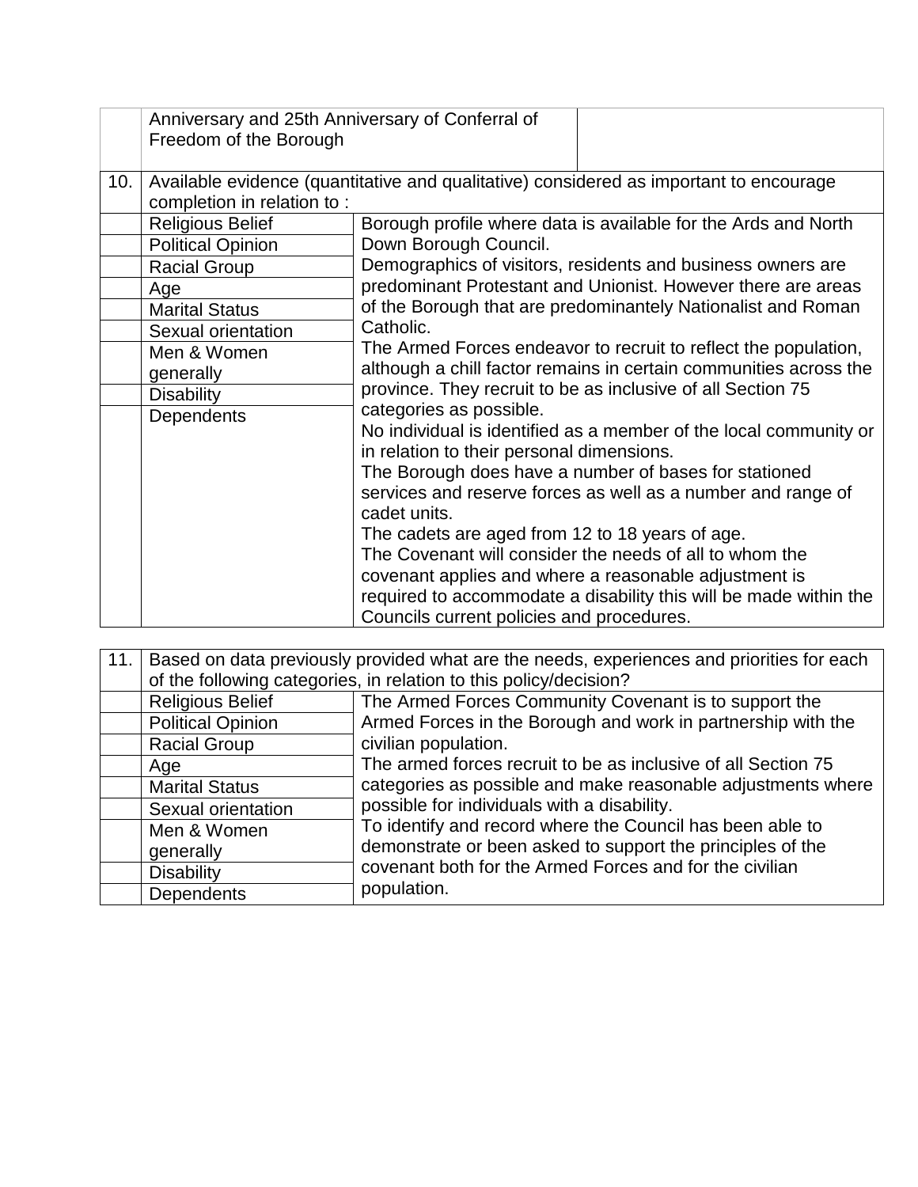|  | Anniversary and 25th Anniversary of Conferral of Freedom of the Borough |  |
|---|---|---|

| 10. | Available evidence (quantitative and qualitative) considered as important to encourage completion in relation to : |  |
|---|---|---|
|  | Religious Belief | Borough profile where data is available for the Ards and North Down Borough Council.<br>Demographics of visitors, residents and business owners are predominant Protestant and Unionist. However there are areas of the Borough that are predominantely Nationalist and Roman Catholic.<br>The Armed Forces endeavor to recruit to reflect the population, although a chill factor remains in certain communities across the province. They recruit to be as inclusive of all Section 75 categories as possible.<br>No individual is identified as a member of the local community or in relation to their personal dimensions.<br>The Borough does have a number of bases for stationed services and reserve forces as well as a number and range of cadet units.<br>The cadets are aged from 12 to 18 years of age.<br>The Covenant will consider the needs of all to whom the covenant applies and where a reasonable adjustment is required to accommodate a disability this will be made within the Councils current policies and procedures. |
|  | Political Opinion |  |
|  | Racial Group |  |
|  | Age |  |
|  | Marital Status |  |
|  | Sexual orientation |  |
|  | Men & Women generally |  |
|  | Disability |  |
|  | Dependents |  |

| 11. | Based on data previously provided what are the needs, experiences and priorities for each of the following categories, in relation to this policy/decision? |  |
|---|---|---|
|  | Religious Belief | The Armed Forces Community Covenant is to support the Armed Forces in the Borough and work in partnership with the civilian population.<br>The armed forces recruit to be as inclusive of all Section 75 categories as possible and make reasonable adjustments where possible for individuals with a disability.<br>To identify and record where the Council has been able to demonstrate or been asked to support the principles of the covenant both for the Armed Forces and for the civilian population. |
|  | Political Opinion |  |
|  | Racial Group |  |
|  | Age |  |
|  | Marital Status |  |
|  | Sexual orientation |  |
|  | Men & Women generally |  |
|  | Disability |  |
|  | Dependents |  |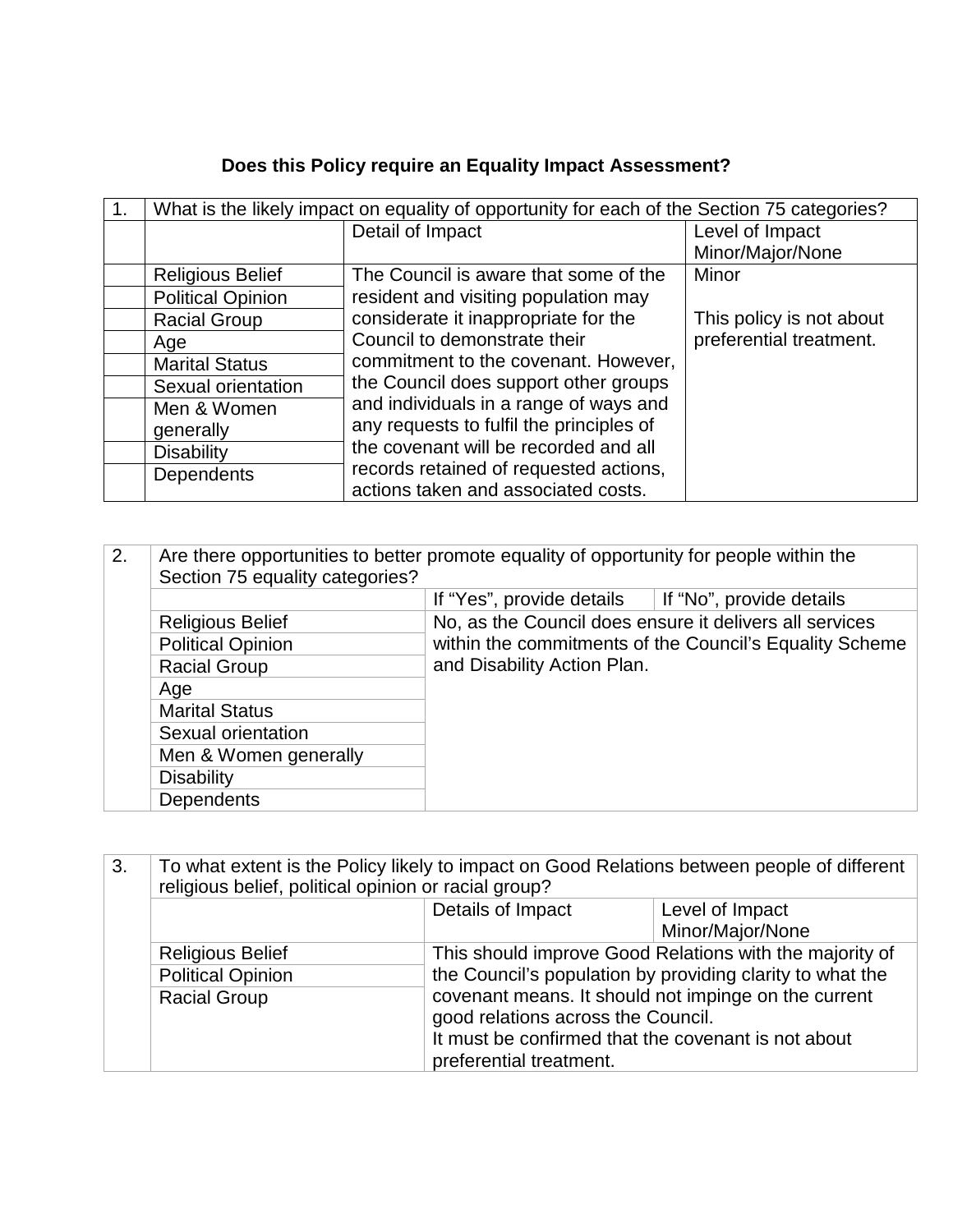**Does this Policy require an Equality Impact Assessment?**

| 1. | What is the likely impact on equality of opportunity for each of the Section 75 categories? | | |
|---|---|---|---|
| | | Detail of Impact | Level of Impact Minor/Major/None |
| | Religious Belief | The Council is aware that some of the resident and visiting population may considerate it inappropriate for the Council to demonstrate their commitment to the covenant. However, the Council does support other groups and individuals in a range of ways and any requests to fulfil the principles of the covenant will be recorded and all records retained of requested actions, actions taken and associated costs. | Minor<br><br>This policy is not about preferential treatment. |
| | Political Opinion | | |
| | Racial Group | | |
| | Age | | |
| | Marital Status | | |
| | Sexual orientation | | |
| | Men & Women generally | | |
| | Disability | | |
| | Dependents | | |

| 2. | Are there opportunities to better promote equality of opportunity for people within the Section 75 equality categories? | | |
|---|---|---|---|
| | | If "Yes", provide details | If "No", provide details |
| | Religious Belief | No, as the Council does ensure it delivers all services within the commitments of the Council's Equality Scheme and Disability Action Plan. | |
| | Political Opinion | | |
| | Racial Group | | |
| | Age | | |
| | Marital Status | | |
| | Sexual orientation | | |
| | Men & Women generally | | |
| | Disability | | |
| | Dependents | | |

| 3. | To what extent is the Policy likely to impact on Good Relations between people of different religious belief, political opinion or racial group? | | |
|---|---|---|---|
| | | Details of Impact | Level of Impact Minor/Major/None |
| | Religious Belief | This should improve Good Relations with the majority of the Council's population by providing clarity to what the covenant means. It should not impinge on the current good relations across the Council.<br>It must be confirmed that the covenant is not about preferential treatment. | |
| | Political Opinion | | |
| | Racial Group | | |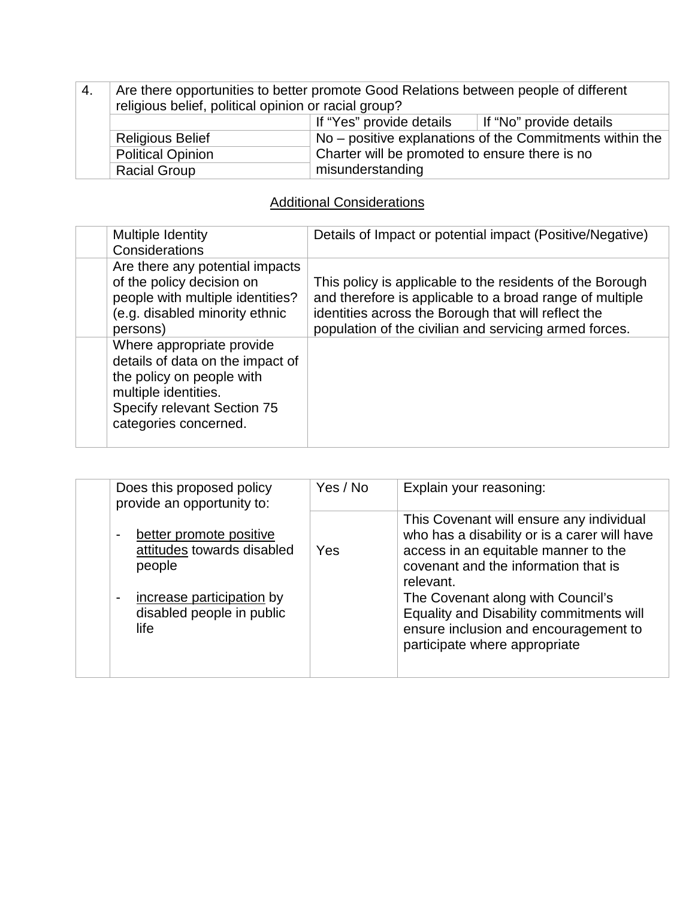| 4. | Are there opportunities to better promote Good Relations between people of different religious belief, political opinion or racial group? | | |
|---|---|---|---|
| | | If "Yes" provide details | If "No" provide details |
| | Religious Belief | No – positive explanations of the Commitments within the Charter will be promoted to ensure there is no misunderstanding | |
| | Political Opinion | | |
| | Racial Group | | |

## Additional Considerations

| | Multiple Identity Considerations | Details of Impact or potential impact (Positive/Negative) |
|---|---|---|
| | Are there any potential impacts of the policy decision on people with multiple identities? (e.g. disabled minority ethnic persons) | This policy is applicable to the residents of the Borough and therefore is applicable to a broad range of multiple identities across the Borough that will reflect the population of the civilian and servicing armed forces. |
| | Where appropriate provide details of data on the impact of the policy on people with multiple identities. Specify relevant Section 75 categories concerned. | |

| | Does this proposed policy provide an opportunity to: | Yes / No | Explain your reasoning: |
|---|---|---|---|
| | - better promote positive attitudes towards disabled people<br>- increase participation by disabled people in public life | Yes | This Covenant will ensure any individual who has a disability or is a carer will have access in an equitable manner to the covenant and the information that is relevant.<br>The Covenant along with Council's Equality and Disability commitments will ensure inclusion and encouragement to participate where appropriate |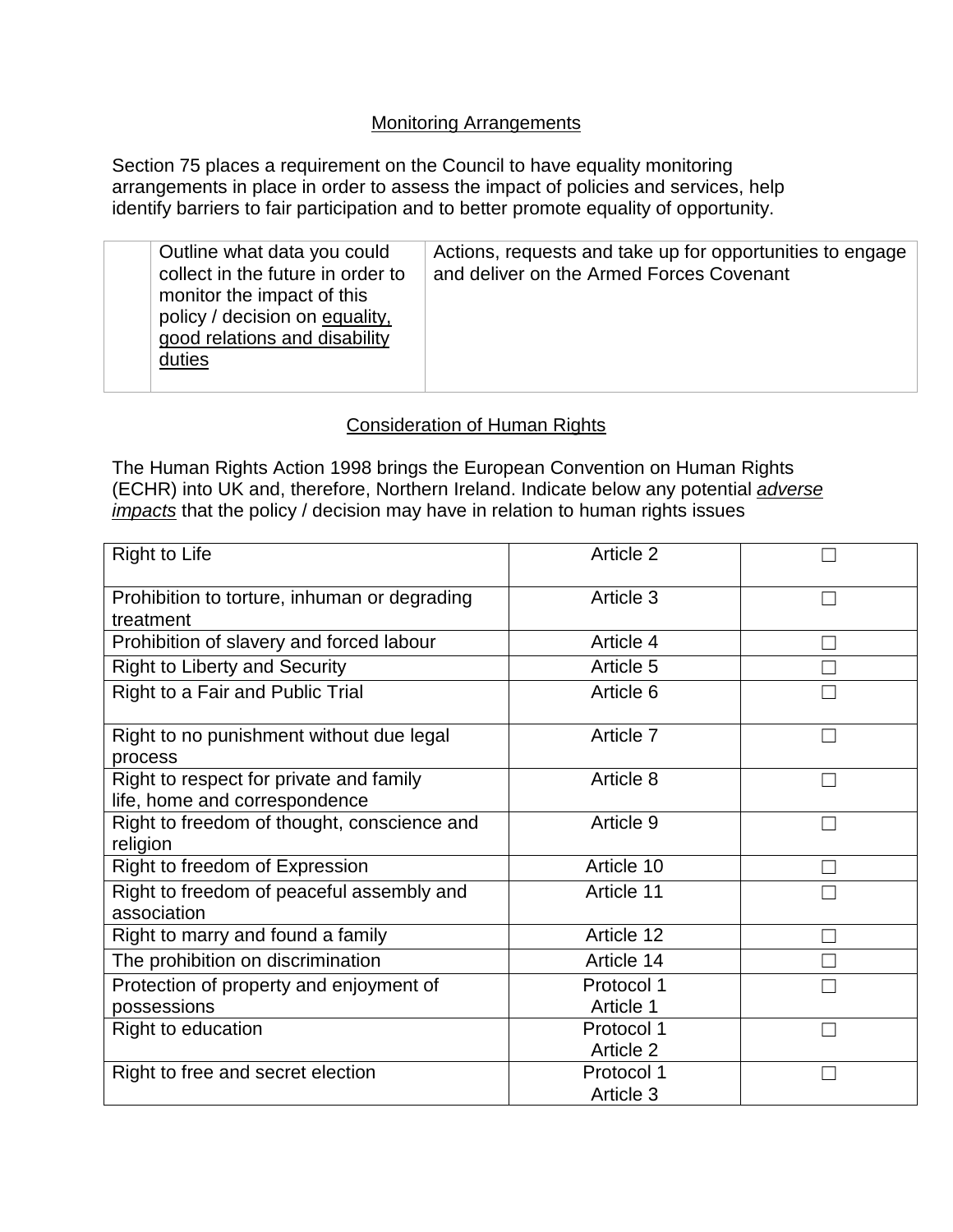Monitoring Arrangements

Section 75 places a requirement on the Council to have equality monitoring arrangements in place in order to assess the impact of policies and services, help identify barriers to fair participation and to better promote equality of opportunity.

| | | |
|---|---|---|
| | Outline what data you could collect in the future in order to monitor the impact of this policy / decision on equality, good relations and disability duties | Actions, requests and take up for opportunities to engage and deliver on the Armed Forces Covenant |

Consideration of Human Rights

The Human Rights Action 1998 brings the European Convention on Human Rights (ECHR) into UK and, therefore, Northern Ireland. Indicate below any potential ***adverse impacts*** that the policy / decision may have in relation to human rights issues

| | | |
|---|---|---|
| Right to Life | Article 2 | ☐ |
| Prohibition to torture, inhuman or degrading treatment | Article 3 | ☐ |
| Prohibition of slavery and forced labour | Article 4 | ☐ |
| Right to Liberty and Security | Article 5 | ☐ |
| Right to a Fair and Public Trial | Article 6 | ☐ |
| Right to no punishment without due legal process | Article 7 | ☐ |
| Right to respect for private and family life, home and correspondence | Article 8 | ☐ |
| Right to freedom of thought, conscience and religion | Article 9 | ☐ |
| Right to freedom of Expression | Article 10 | ☐ |
| Right to freedom of peaceful assembly and association | Article 11 | ☐ |
| Right to marry and found a family | Article 12 | ☐ |
| The prohibition on discrimination | Article 14 | ☐ |
| Protection of property and enjoyment of possessions | Protocol 1 Article 1 | ☐ |
| Right to education | Protocol 1 Article 2 | ☐ |
| Right to free and secret election | Protocol 1 Article 3 | ☐ |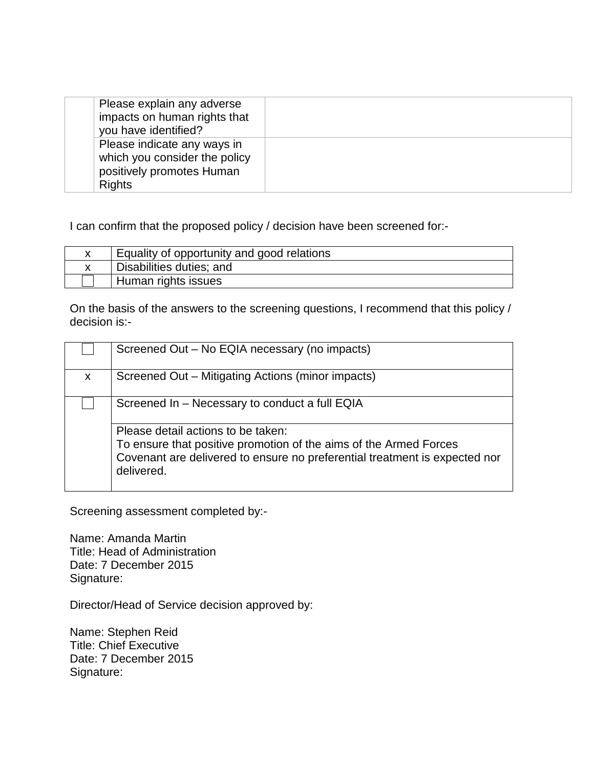| | | |
|---|---|---|
| | Please explain any adverse impacts on human rights that you have identified? | |
| | Please indicate any ways in which you consider the policy positively promotes Human Rights | |

I can confirm that the proposed policy / decision have been screened for:-

| | |
|---|---|
| x | Equality of opportunity and good relations |
| x | Disabilities duties; and |
| ☐ | Human rights issues |

On the basis of the answers to the screening questions, I recommend that this policy / decision is:-

| | |
|---|---|
| ☐ | Screened Out – No EQIA necessary (no impacts) |
| x | Screened Out – Mitigating Actions (minor impacts) |
| ☐ | Screened In – Necessary to conduct a full EQIA |
| | Please detail actions to be taken:<br>To ensure that positive promotion of the aims of the Armed Forces Covenant are delivered to ensure no preferential treatment is expected nor delivered. |

Screening assessment completed by:-

Name: Amanda Martin
Title: Head of Administration
Date: 7 December 2015
Signature:

Director/Head of Service decision approved by:

Name: Stephen Reid
Title: Chief Executive
Date: 7 December 2015
Signature: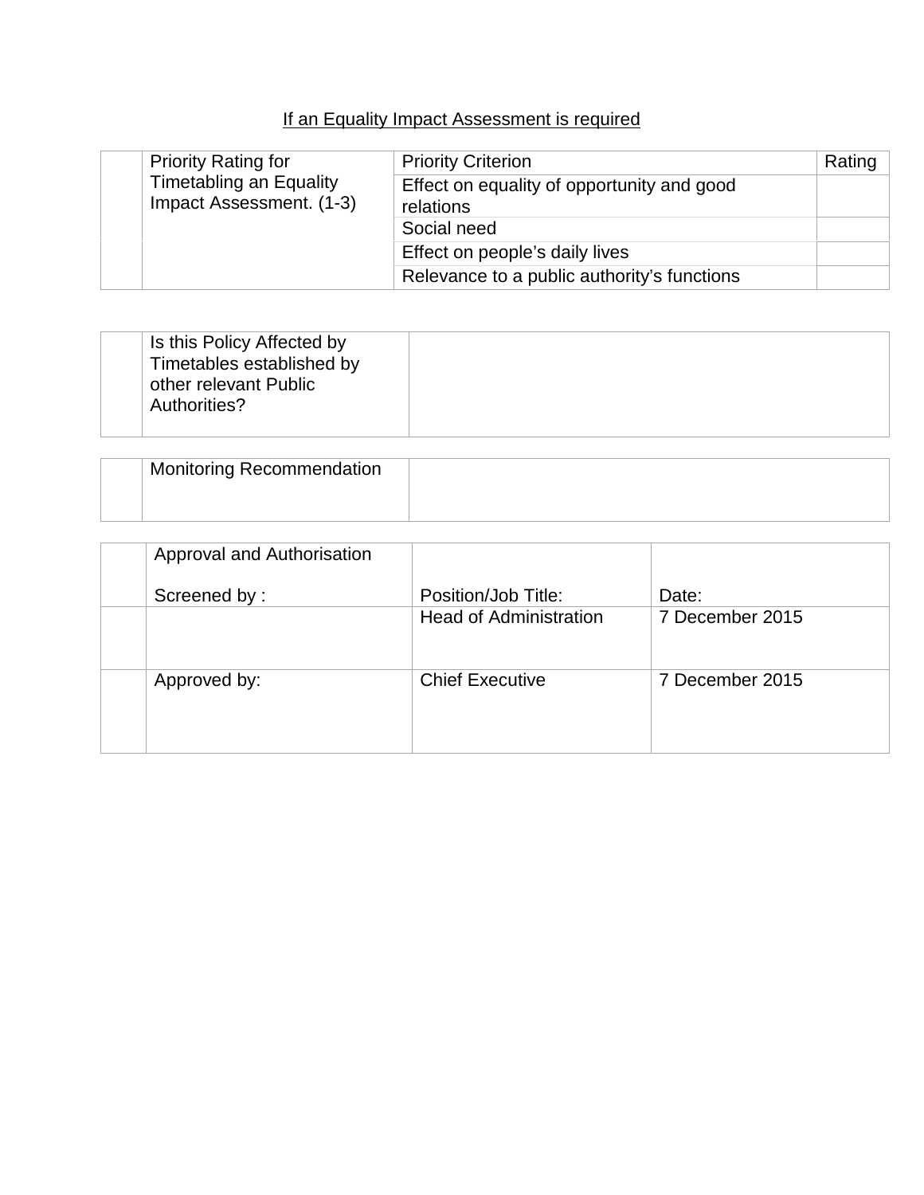If an Equality Impact Assessment is required

| | | | |
|---|---|---|---|
| | Priority Rating for Timetabling an Equality Impact Assessment. (1-3) | Priority Criterion | Rating |
| | | Effect on equality of opportunity and good relations | |
| | | Social need | |
| | | Effect on people's daily lives | |
| | | Relevance to a public authority's functions | |

| | | |
|---|---|---|
| | Is this Policy Affected by Timetables established by other relevant Public Authorities? | |

| | | |
|---|---|---|
| | Monitoring Recommendation | |

| | | | |
|---|---|---|---|
| | Approval and Authorisation<br><br>Screened by : | Position/Job Title: | Date: |
| | | Head of Administration | 7 December 2015 |
| | Approved by: | Chief Executive | 7 December 2015 |